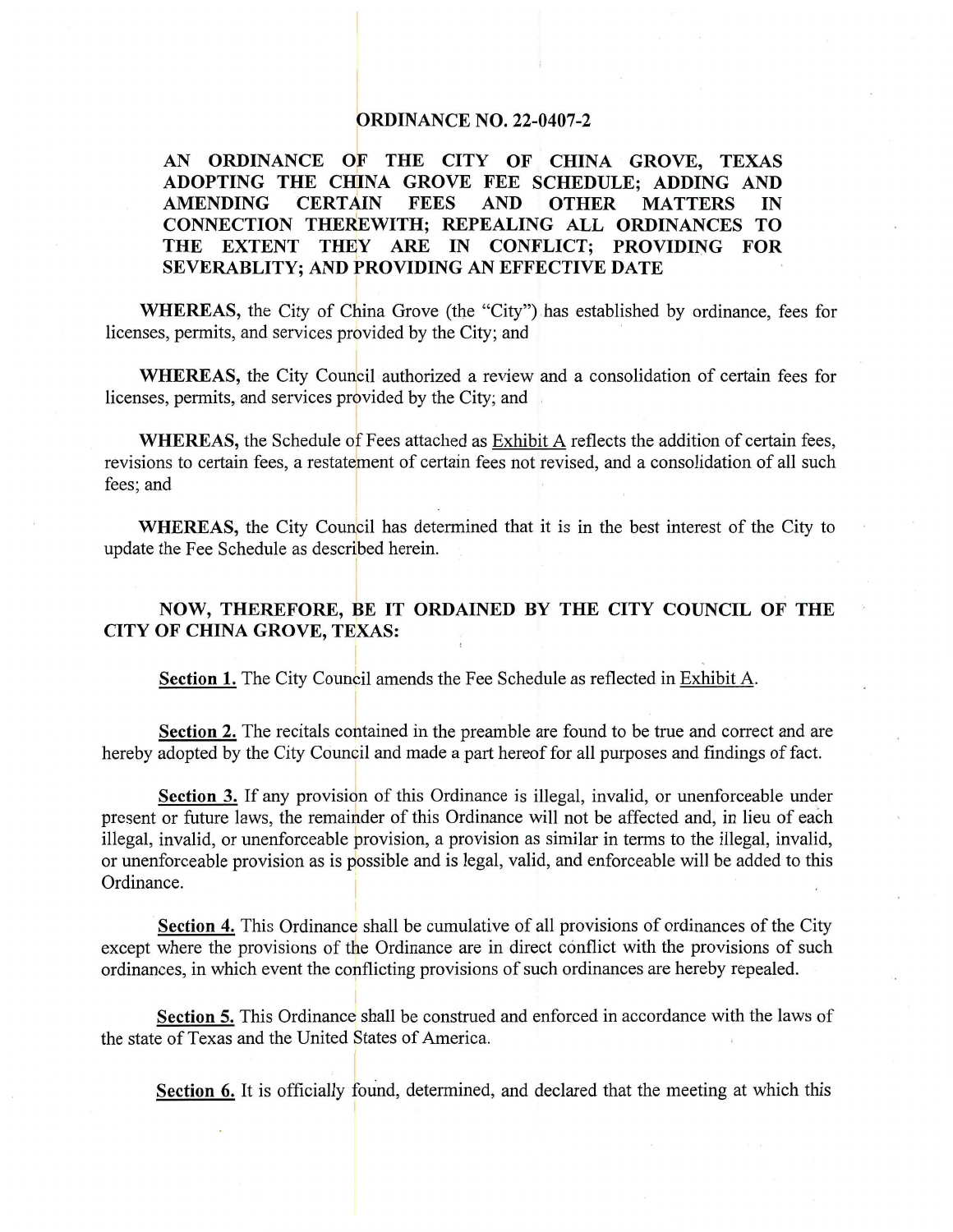# ORDINANCE NO. 22-0407-2

**AN ORDINANCE OF THE CITY OF CHINA GROVE, TEXAS ADOPTING THE CHINA GROVE FEE SCHEDULE; ADDING AND AMENDING CERTAIN FEES AND OTHER MATTERS IN CONNECTION THEREWITH; REPEALING ALL ORDINANCES TO THE EXTENT THEY ARE IN CONFLICT; PROVIDING FOR SEVERABLITY; AND PROVIDING AN EFFECTIVE DATE**

**WHEREAS,** the City of China Grove (the "City") has established by ordinance, fees for licenses, permits, and services provided by the City; and

**WHEREAS,** the City Council authorized a review and a consolidation of certain fees for licenses, permits, and services provided by the City; and

**WHEREAS,** the Schedule of Fees attached as Exhibit A reflects the addition of certain fees, revisions to certain fees, a restatement of certain fees not revised, and a consolidation of all such fees; and

**WHEREAS,** the City Council has determined that it is in the best interest of the City to update the Fee Schedule as described herein.

**NOW, THEREFORE, BE IT ORDAINED BY THE CITY COUNCIL OF THE CITY OF CHINA GROVE, TEXAS:**

**Section 1.** The City Council amends the Fee Schedule as reflected in Exhibit A.

**Section 2.** The recitals contained in the preamble are found to be true and correct and are hereby adopted by the City Council and made a part hereof for all purposes and findings of fact.

**Section 3.** If any provision of this Ordinance is illegal, invalid, or unenforceable under present or future laws, the remainder of this Ordinance will not be affected and, in lieu of each illegal, invalid, or unenforceable provision, a provision as similar in terms to the illegal, invalid, or unenforceable provision as is possible and is legal, valid, and enforceable will be added to this Ordinance.

**Section 4.** This Ordinance shall be cumulative of all provisions of ordinances of the City except where the provisions of the Ordinance are in direct conflict with the provisions of such ordinances, in which event the conflicting provisions of such ordinances are hereby repealed.

**Section 5.** This Ordinance shall be construed and enforced in accordance with the laws of the state of Texas and the United States of America.

**Section 6.** It is officially found, determined, and declared that the meeting at which this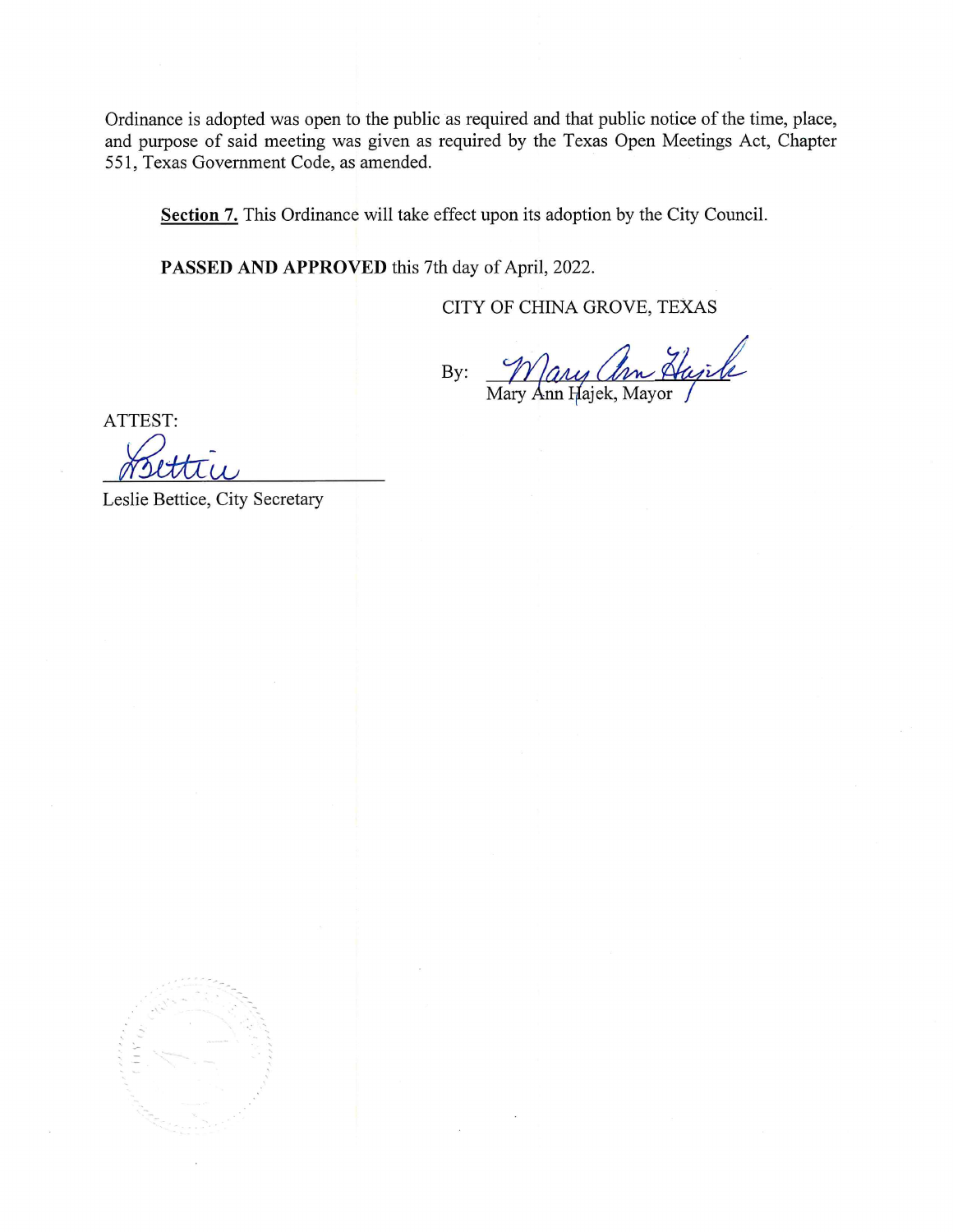Ordinance is adopted was open to the public as required and that public notice of the time, place, and purpose of said meeting was given as required by the Texas Open Meetings Act, Chapter 551, Texas Government Code, as amended.

**Section 7.** This Ordinance will take effect upon its adoption by the City Council.

**PASSED AND APPROVED** this 7th day of April, 2022.

CITY OF CHINA GROVE, TEXAS

By: Mary Ann Hajek
Mary Ann Hajek, Mayor

ATTEST:

Bettice
Leslie Bettice, City Secretary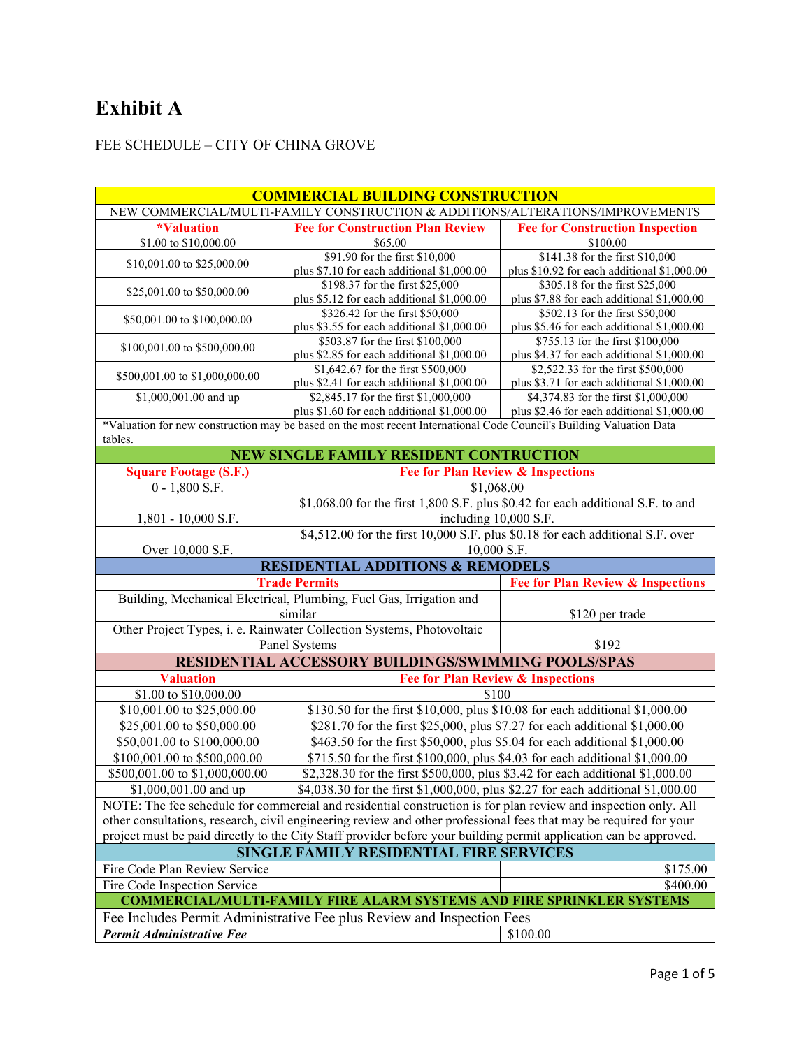# Exhibit A

FEE SCHEDULE – CITY OF CHINA GROVE

| COMMERCIAL BUILDING CONSTRUCTION | | |
|---|---|---|
| NEW COMMERCIAL/MULTI-FAMILY CONSTRUCTION & ADDITIONS/ALTERATIONS/IMPROVEMENTS | | |
| *Valuation | Fee for Construction Plan Review | Fee for Construction Inspection |
| $1.00 to $10,000.00 | $65.00 | $100.00 |
| $10,001.00 to $25,000.00 | $91.90 for the first $10,000 plus $7.10 for each additional $1,000.00 | $141.38 for the first $10,000 plus $10.92 for each additional $1,000.00 |
| $25,001.00 to $50,000.00 | $198.37 for the first $25,000 plus $5.12 for each additional $1,000.00 | $305.18 for the first $25,000 plus $7.88 for each additional $1,000.00 |
| $50,001.00 to $100,000.00 | $326.42 for the first $50,000 plus $3.55 for each additional $1,000.00 | $502.13 for the first $50,000 plus $5.46 for each additional $1,000.00 |
| $100,001.00 to $500,000.00 | $503.87 for the first $100,000 plus $2.85 for each additional $1,000.00 | $755.13 for the first $100,000 plus $4.37 for each additional $1,000.00 |
| $500,001.00 to $1,000,000.00 | $1,642.67 for the first $500,000 plus $2.41 for each additional $1,000.00 | $2,522.33 for the first $500,000 plus $3.71 for each additional $1,000.00 |
| $1,000,001.00 and up | $2,845.17 for the first $1,000,000 plus $1.60 for each additional $1,000.00 | $4,374.83 for the first $1,000,000 plus $2.46 for each additional $1,000.00 |
| *Valuation for new construction may be based on the most recent International Code Council's Building Valuation Data tables. | | |

| NEW SINGLE FAMILY RESIDENT CONTRUCTION | |
|---|---|
| Square Footage (S.F.) | Fee for Plan Review & Inspections |
| 0 - 1,800 S.F. | $1,068.00 |
| 1,801 - 10,000 S.F. | $1,068.00 for the first 1,800 S.F. plus $0.42 for each additional S.F. to and including 10,000 S.F. |
| Over 10,000 S.F. | $4,512.00 for the first 10,000 S.F. plus $0.18 for each additional S.F. over 10,000 S.F. |

| RESIDENTIAL ADDITIONS & REMODELS | |
|---|---|
| Trade Permits | Fee for Plan Review & Inspections |
| Building, Mechanical Electrical, Plumbing, Fuel Gas, Irrigation and similar | $120 per trade |
| Other Project Types, i. e. Rainwater Collection Systems, Photovoltaic Panel Systems | $192 |

| RESIDENTIAL ACCESSORY BUILDINGS/SWIMMING POOLS/SPAS | |
|---|---|
| Valuation | Fee for Plan Review & Inspections |
| $1.00 to $10,000.00 | $100 |
| $10,001.00 to $25,000.00 | $130.50 for the first $10,000, plus $10.08 for each additional $1,000.00 |
| $25,001.00 to $50,000.00 | $281.70 for the first $25,000, plus $7.27 for each additional $1,000.00 |
| $50,001.00 to $100,000.00 | $463.50 for the first $50,000, plus $5.04 for each additional $1,000.00 |
| $100,001.00 to $500,000.00 | $715.50 for the first $100,000, plus $4.03 for each additional $1,000.00 |
| $500,001.00 to $1,000,000.00 | $2,328.30 for the first $500,000, plus $3.42 for each additional $1,000.00 |
| $1,000,001.00 and up | $4,038.30 for the first $1,000,000, plus $2.27 for each additional $1,000.00 |
| NOTE: The fee schedule for commercial and residential construction is for plan review and inspection only. All other consultations, research, civil engineering review and other professional fees that may be required for your project must be paid directly to the City Staff provider before your building permit application can be approved. | |

| SINGLE FAMILY RESIDENTIAL FIRE SERVICES | |
|---|---|
| Fire Code Plan Review Service | $175.00 |
| Fire Code Inspection Service | $400.00 |

| COMMERCIAL/MULTI-FAMILY FIRE ALARM SYSTEMS AND FIRE SPRINKLER SYSTEMS | |
|---|---|
| Fee Includes Permit Administrative Fee plus Review and Inspection Fees | |
| ***Permit Administrative Fee*** | $100.00 |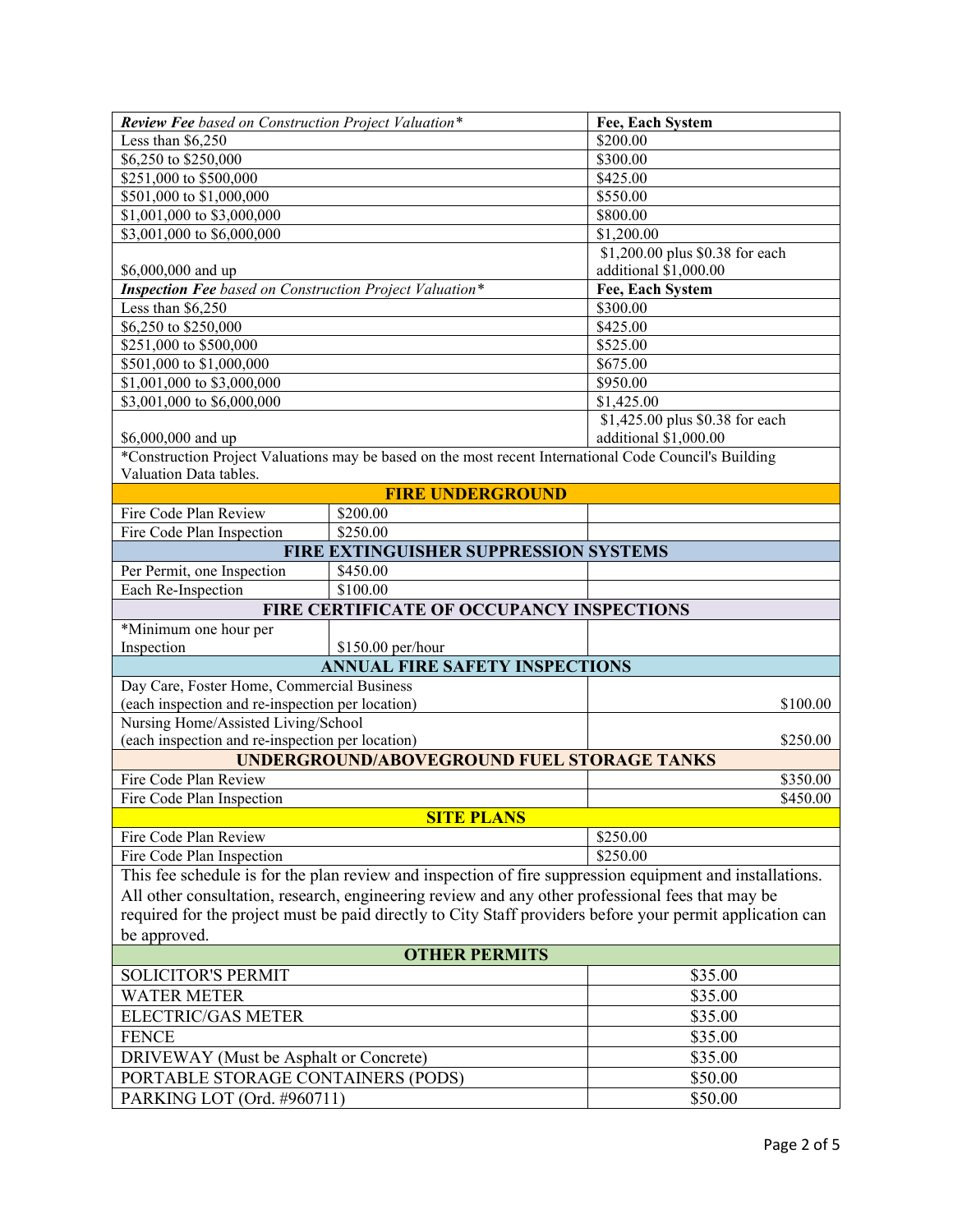| ***Review Fee*** *based on Construction Project Valuation\** | **Fee, Each System** |
|---|---|
| Less than $6,250 | $200.00 |
| $6,250 to $250,000 | $300.00 |
| $251,000 to $500,000 | $425.00 |
| $501,000 to $1,000,000 | $550.00 |
| $1,001,000 to $3,000,000 | $800.00 |
| $3,001,000 to $6,000,000 | $1,200.00 |
| $6,000,000 and up | $1,200.00 plus $0.38 for each additional $1,000.00 |
| ***Inspection Fee*** *based on Construction Project Valuation\** | **Fee, Each System** |
| Less than $6,250 | $300.00 |
| $6,250 to $250,000 | $425.00 |
| $251,000 to $500,000 | $525.00 |
| $501,000 to $1,000,000 | $675.00 |
| $1,001,000 to $3,000,000 | $950.00 |
| $3,001,000 to $6,000,000 | $1,425.00 |
| $6,000,000 and up | $1,425.00 plus $0.38 for each additional $1,000.00 |

*Construction Project Valuations may be based on the most recent International Code Council's Building Valuation Data tables.

| **FIRE UNDERGROUND** | | |
|---|---|---|
| Fire Code Plan Review | $200.00 | |
| Fire Code Plan Inspection | $250.00 | |
| **FIRE EXTINGUISHER SUPPRESSION SYSTEMS** | | |
| Per Permit, one Inspection | $450.00 | |
| Each Re-Inspection | $100.00 | |
| **FIRE CERTIFICATE OF OCCUPANCY INSPECTIONS** | | |
| *Minimum one hour per Inspection | $150.00 per/hour | |

| **ANNUAL FIRE SAFETY INSPECTIONS** | |
|---|---|
| Day Care, Foster Home, Commercial Business (each inspection and re-inspection per location) | $100.00 |
| Nursing Home/Assisted Living/School (each inspection and re-inspection per location) | $250.00 |
| **UNDERGROUND/ABOVEGROUND FUEL STORAGE TANKS** | |
| Fire Code Plan Review | $350.00 |
| Fire Code Plan Inspection | $450.00 |
| **SITE PLANS** | |
| Fire Code Plan Review | $250.00 |
| Fire Code Plan Inspection | $250.00 |

This fee schedule is for the plan review and inspection of fire suppression equipment and installations. All other consultation, research, engineering review and any other professional fees that may be required for the project must be paid directly to City Staff providers before your permit application can be approved.

| **OTHER PERMITS** | |
|---|---|
| SOLICITOR'S PERMIT | $35.00 |
| WATER METER | $35.00 |
| ELECTRIC/GAS METER | $35.00 |
| FENCE | $35.00 |
| DRIVEWAY (Must be Asphalt or Concrete) | $35.00 |
| PORTABLE STORAGE CONTAINERS (PODS) | $50.00 |
| PARKING LOT (Ord. #960711) | $50.00 |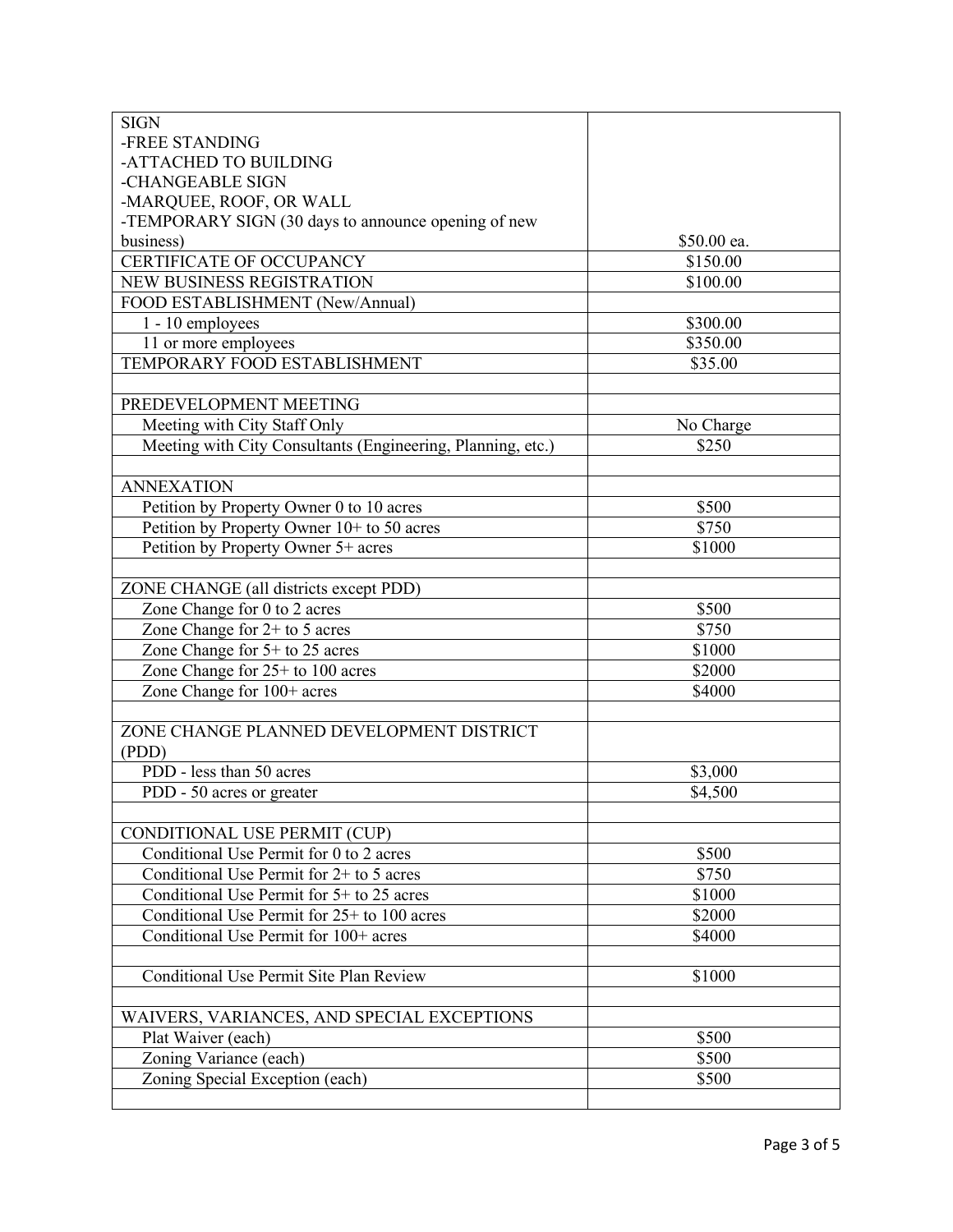| | |
|---|---|
| SIGN<br>-FREE STANDING<br>-ATTACHED TO BUILDING<br>-CHANGEABLE SIGN<br>-MARQUEE, ROOF, OR WALL<br>-TEMPORARY SIGN (30 days to announce opening of new business) | $50.00 ea. |
| CERTIFICATE OF OCCUPANCY | $150.00 |
| NEW BUSINESS REGISTRATION | $100.00 |
| FOOD ESTABLISHMENT (New/Annual) | |
| 1 - 10 employees | $300.00 |
| 11 or more employees | $350.00 |
| TEMPORARY FOOD ESTABLISHMENT | $35.00 |
| | |
| PREDEVELOPMENT MEETING | |
| Meeting with City Staff Only | No Charge |
| Meeting with City Consultants (Engineering, Planning, etc.) | $250 |
| | |
| ANNEXATION | |
| Petition by Property Owner 0 to 10 acres | $500 |
| Petition by Property Owner 10+ to 50 acres | $750 |
| Petition by Property Owner 5+ acres | $1000 |
| | |
| ZONE CHANGE (all districts except PDD) | |
| Zone Change for 0 to 2 acres | $500 |
| Zone Change for 2+ to 5 acres | $750 |
| Zone Change for 5+ to 25 acres | $1000 |
| Zone Change for 25+ to 100 acres | $2000 |
| Zone Change for 100+ acres | $4000 |
| | |
| ZONE CHANGE PLANNED DEVELOPMENT DISTRICT (PDD) | |
| PDD - less than 50 acres | $3,000 |
| PDD - 50 acres or greater | $4,500 |
| | |
| CONDITIONAL USE PERMIT (CUP) | |
| Conditional Use Permit for 0 to 2 acres | $500 |
| Conditional Use Permit for 2+ to 5 acres | $750 |
| Conditional Use Permit for 5+ to 25 acres | $1000 |
| Conditional Use Permit for 25+ to 100 acres | $2000 |
| Conditional Use Permit for 100+ acres | $4000 |
| | |
| Conditional Use Permit Site Plan Review | $1000 |
| | |
| WAIVERS, VARIANCES, AND SPECIAL EXCEPTIONS | |
| Plat Waiver (each) | $500 |
| Zoning Variance (each) | $500 |
| Zoning Special Exception (each) | $500 |
| | |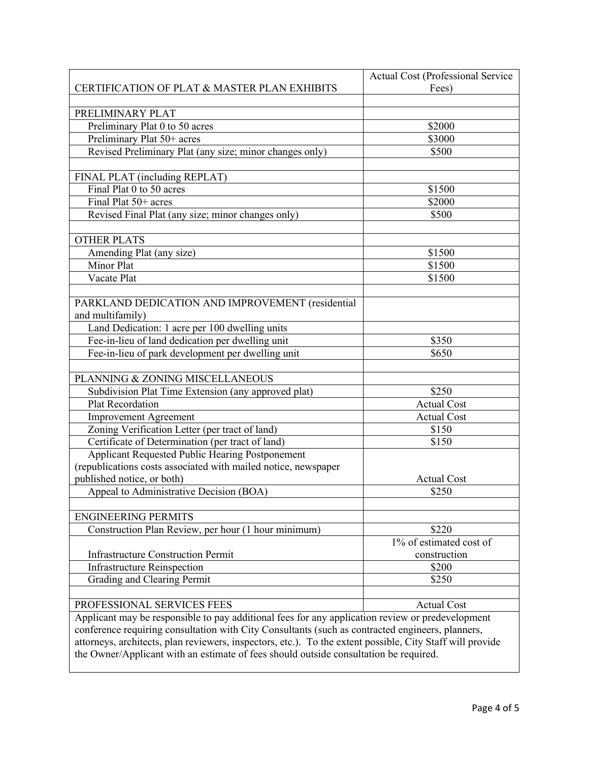| CERTIFICATION OF PLAT & MASTER PLAN EXHIBITS | Actual Cost (Professional Service Fees) |
|---|---|
| | |
| PRELIMINARY PLAT | |
| Preliminary Plat 0 to 50 acres | $2000 |
| Preliminary Plat 50+ acres | $3000 |
| Revised Preliminary Plat (any size; minor changes only) | $500 |
| | |
| FINAL PLAT (including REPLAT) | |
| Final Plat 0 to 50 acres | $1500 |
| Final Plat 50+ acres | $2000 |
| Revised Final Plat (any size; minor changes only) | $500 |
| | |
| OTHER PLATS | |
| Amending Plat (any size) | $1500 |
| Minor Plat | $1500 |
| Vacate Plat | $1500 |
| | |
| PARKLAND DEDICATION AND IMPROVEMENT (residential and multifamily) | |
| Land Dedication: 1 acre per 100 dwelling units | |
| Fee-in-lieu of land dedication per dwelling unit | $350 |
| Fee-in-lieu of park development per dwelling unit | $650 |
| | |
| PLANNING & ZONING MISCELLANEOUS | |
| Subdivision Plat Time Extension (any approved plat) | $250 |
| Plat Recordation | Actual Cost |
| Improvement Agreement | Actual Cost |
| Zoning Verification Letter (per tract of land) | $150 |
| Certificate of Determination (per tract of land) | $150 |
| Applicant Requested Public Hearing Postponement (republications costs associated with mailed notice, newspaper published notice, or both) | Actual Cost |
| Appeal to Administrative Decision (BOA) | $250 |
| | |
| ENGINEERING PERMITS | |
| Construction Plan Review, per hour (1 hour minimum) | $220 |
| Infrastructure Construction Permit | 1% of estimated cost of construction |
| Infrastructure Reinspection | $200 |
| Grading and Clearing Permit | $250 |
| | |
| PROFESSIONAL SERVICES FEES | Actual Cost |

Applicant may be responsible to pay additional fees for any application review or predevelopment conference requiring consultation with City Consultants (such as contracted engineers, planners, attorneys, architects, plan reviewers, inspectors, etc.). To the extent possible, City Staff will provide the Owner/Applicant with an estimate of fees should outside consultation be required.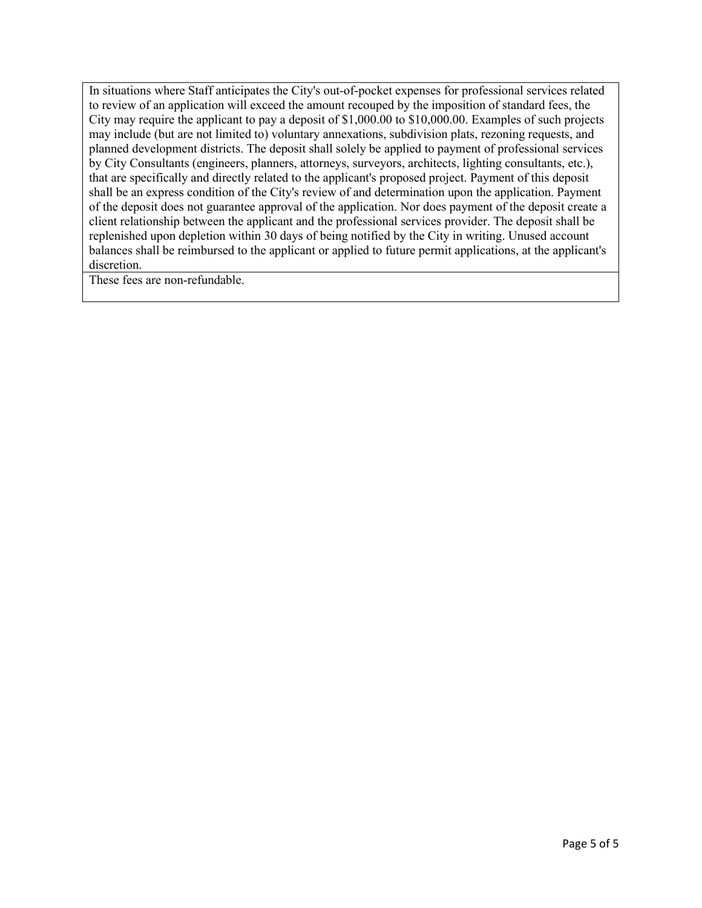| |
|---|
| In situations where Staff anticipates the City's out-of-pocket expenses for professional services related to review of an application will exceed the amount recouped by the imposition of standard fees, the City may require the applicant to pay a deposit of $1,000.00 to $10,000.00. Examples of such projects may include (but are not limited to) voluntary annexations, subdivision plats, rezoning requests, and planned development districts. The deposit shall solely be applied to payment of professional services by City Consultants (engineers, planners, attorneys, surveyors, architects, lighting consultants, etc.), that are specifically and directly related to the applicant's proposed project. Payment of this deposit shall be an express condition of the City's review of and determination upon the application. Payment of the deposit does not guarantee approval of the application. Nor does payment of the deposit create a client relationship between the applicant and the professional services provider. The deposit shall be replenished upon depletion within 30 days of being notified by the City in writing. Unused account balances shall be reimbursed to the applicant or applied to future permit applications, at the applicant's discretion. |
| These fees are non-refundable. |